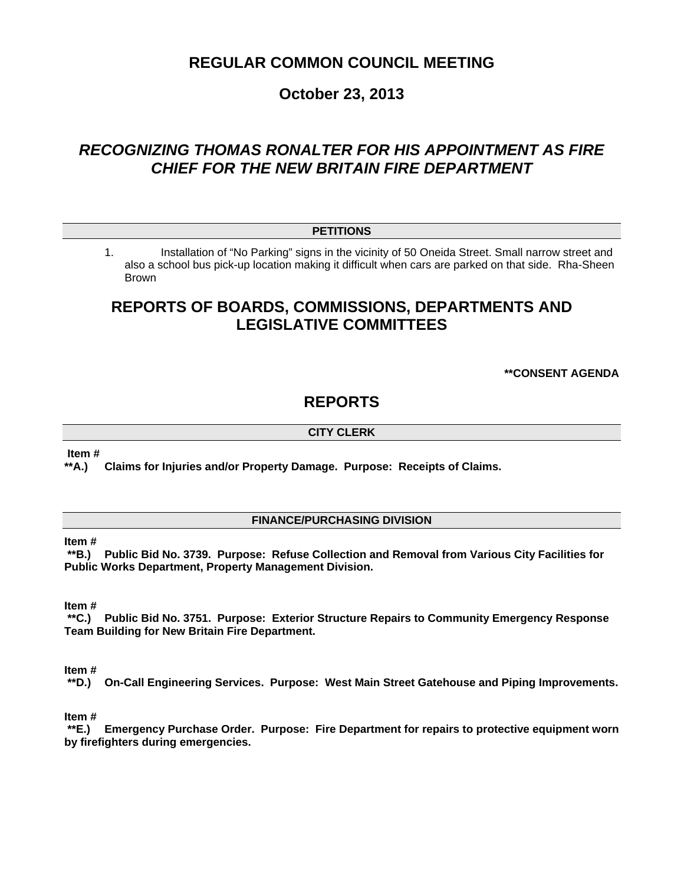# REGULAR COMMON COUNCIL MEETING

## October 23, 2013

## *RECOGNIZING THOMAS RONALTER FOR HIS APPOINTMENT AS FIRE CHIEF FOR THE NEW BRITAIN FIRE DEPARTMENT*

### PETITIONS

1. Installation of "No Parking" signs in the vicinity of 50 Oneida Street. Small narrow street and also a school bus pick-up location making it difficult when cars are parked on that side. Rha-Sheen Brown

## REPORTS OF BOARDS, COMMISSIONS, DEPARTMENTS AND LEGISLATIVE COMMITTEES

**\*\*CONSENT AGENDA**

## REPORTS

### CITY CLERK

**Item #**
**\*\*A.) Claims for Injuries and/or Property Damage. Purpose: Receipts of Claims.**

### FINANCE/PURCHASING DIVISION

**Item #**
**\*\*B.) Public Bid No. 3739. Purpose: Refuse Collection and Removal from Various City Facilities for Public Works Department, Property Management Division.**

**Item #**
**\*\*C.) Public Bid No. 3751. Purpose: Exterior Structure Repairs to Community Emergency Response Team Building for New Britain Fire Department.**

**Item #**
**\*\*D.) On-Call Engineering Services. Purpose: West Main Street Gatehouse and Piping Improvements.**

**Item #**
**\*\*E.) Emergency Purchase Order. Purpose: Fire Department for repairs to protective equipment worn by firefighters during emergencies.**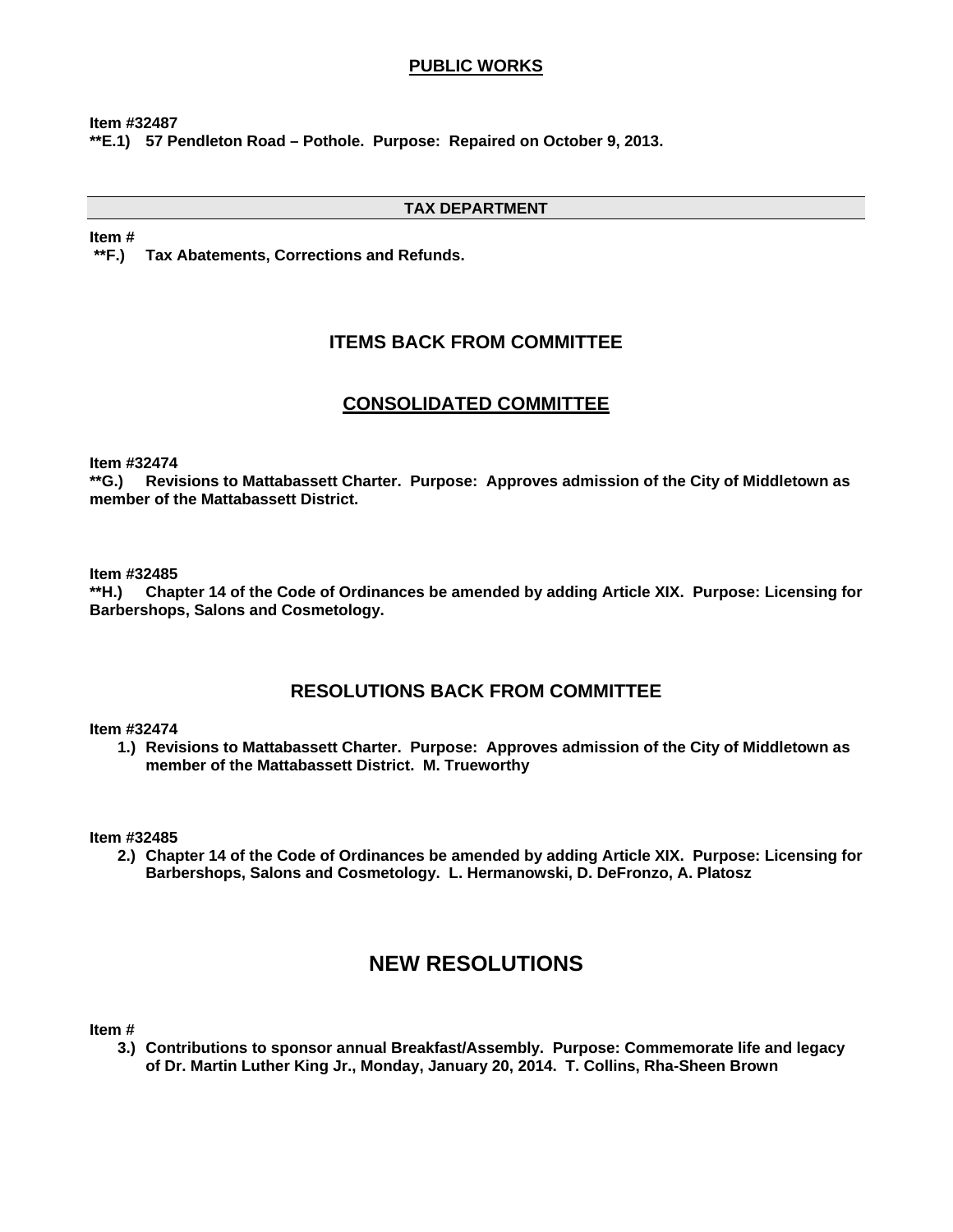## PUBLIC WORKS

**Item #32487**
****E.1) 57 Pendleton Road – Pothole. Purpose: Repaired on October 9, 2013.**

## TAX DEPARTMENT

**Item #**
****F.) Tax Abatements, Corrections and Refunds.**

# ITEMS BACK FROM COMMITTEE

## CONSOLIDATED COMMITTEE

**Item #32474**
****G.) Revisions to Mattabassett Charter. Purpose: Approves admission of the City of Middletown as member of the Mattabassett District.**

**Item #32485**
****H.) Chapter 14 of the Code of Ordinances be amended by adding Article XIX. Purpose: Licensing for Barbershops, Salons and Cosmetology.**

## RESOLUTIONS BACK FROM COMMITTEE

**Item #32474**

1.) **Revisions to Mattabassett Charter. Purpose: Approves admission of the City of Middletown as member of the Mattabassett District. M. Trueworthy**

**Item #32485**

2.) **Chapter 14 of the Code of Ordinances be amended by adding Article XIX. Purpose: Licensing for Barbershops, Salons and Cosmetology. L. Hermanowski, D. DeFronzo, A. Platosz**

# NEW RESOLUTIONS

**Item #**

3.) **Contributions to sponsor annual Breakfast/Assembly. Purpose: Commemorate life and legacy of Dr. Martin Luther King Jr., Monday, January 20, 2014. T. Collins, Rha-Sheen Brown**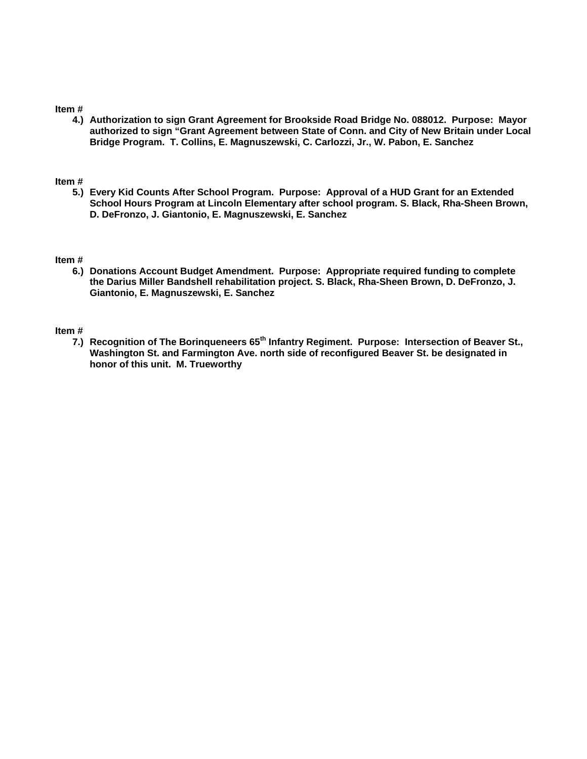**Item #**

**4.) Authorization to sign Grant Agreement for Brookside Road Bridge No. 088012. Purpose: Mayor authorized to sign "Grant Agreement between State of Conn. and City of New Britain under Local Bridge Program. T. Collins, E. Magnuszewski, C. Carlozzi, Jr., W. Pabon, E. Sanchez**

**Item #**

**5.) Every Kid Counts After School Program. Purpose: Approval of a HUD Grant for an Extended School Hours Program at Lincoln Elementary after school program. S. Black, Rha-Sheen Brown, D. DeFronzo, J. Giantonio, E. Magnuszewski, E. Sanchez**

**Item #**

**6.) Donations Account Budget Amendment. Purpose: Appropriate required funding to complete the Darius Miller Bandshell rehabilitation project. S. Black, Rha-Sheen Brown, D. DeFronzo, J. Giantonio, E. Magnuszewski, E. Sanchez**

**Item #**

**7.) Recognition of The Borinqueneers 65th Infantry Regiment. Purpose: Intersection of Beaver St., Washington St. and Farmington Ave. north side of reconfigured Beaver St. be designated in honor of this unit. M. Trueworthy**